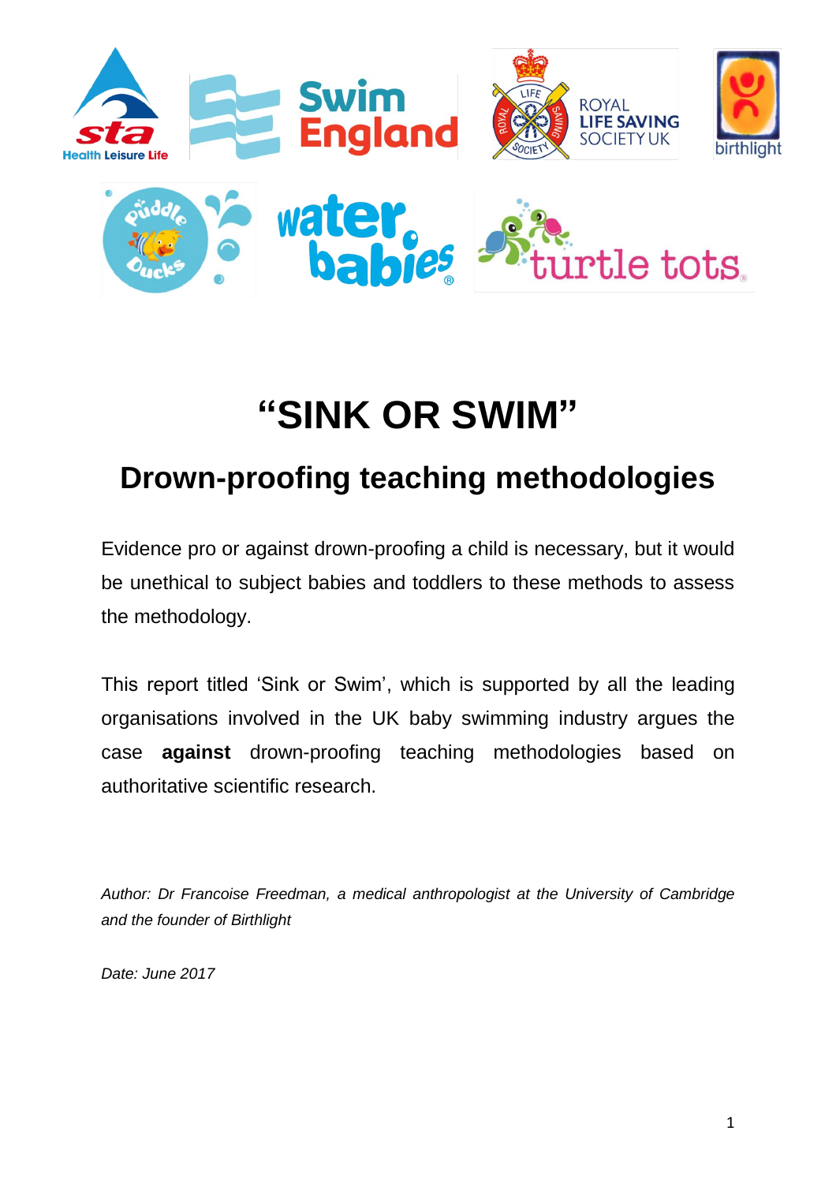# "SINK OR SWIM"

## Drown-proofing teaching methodologies

Evidence pro or against drown-proofing a child is necessary, but it would be unethical to subject babies and toddlers to these methods to assess the methodology.

This report titled 'Sink or Swim', which is supported by all the leading organisations involved in the UK baby swimming industry argues the case **against** drown-proofing teaching methodologies based on authoritative scientific research.

*Author: Dr Francoise Freedman, a medical anthropologist at the University of Cambridge and the founder of Birthlight*

*Date: June 2017*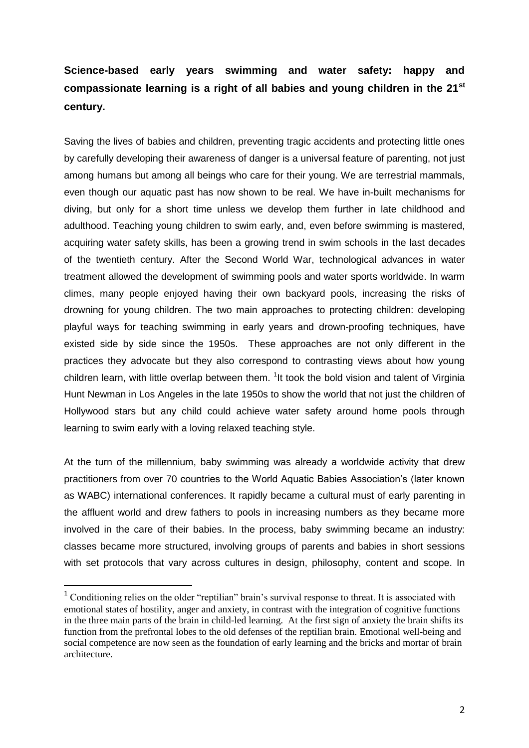**Science-based early years swimming and water safety: happy and compassionate learning is a right of all babies and young children in the 21st century.**

Saving the lives of babies and children, preventing tragic accidents and protecting little ones by carefully developing their awareness of danger is a universal feature of parenting, not just among humans but among all beings who care for their young. We are terrestrial mammals, even though our aquatic past has now shown to be real. We have in-built mechanisms for diving, but only for a short time unless we develop them further in late childhood and adulthood. Teaching young children to swim early, and, even before swimming is mastered, acquiring water safety skills, has been a growing trend in swim schools in the last decades of the twentieth century. After the Second World War, technological advances in water treatment allowed the development of swimming pools and water sports worldwide. In warm climes, many people enjoyed having their own backyard pools, increasing the risks of drowning for young children. The two main approaches to protecting children: developing playful ways for teaching swimming in early years and drown-proofing techniques, have existed side by side since the 1950s. These approaches are not only different in the practices they advocate but they also correspond to contrasting views about how young children learn, with little overlap between them. [1]It took the bold vision and talent of Virginia Hunt Newman in Los Angeles in the late 1950s to show the world that not just the children of Hollywood stars but any child could achieve water safety around home pools through learning to swim early with a loving relaxed teaching style.

At the turn of the millennium, baby swimming was already a worldwide activity that drew practitioners from over 70 countries to the World Aquatic Babies Association's (later known as WABC) international conferences. It rapidly became a cultural must of early parenting in the affluent world and drew fathers to pools in increasing numbers as they became more involved in the care of their babies. In the process, baby swimming became an industry: classes became more structured, involving groups of parents and babies in short sessions with set protocols that vary across cultures in design, philosophy, content and scope. In

[1] Conditioning relies on the older "reptilian" brain's survival response to threat. It is associated with emotional states of hostility, anger and anxiety, in contrast with the integration of cognitive functions in the three main parts of the brain in child-led learning. At the first sign of anxiety the brain shifts its function from the prefrontal lobes to the old defenses of the reptilian brain. Emotional well-being and social competence are now seen as the foundation of early learning and the bricks and mortar of brain architecture.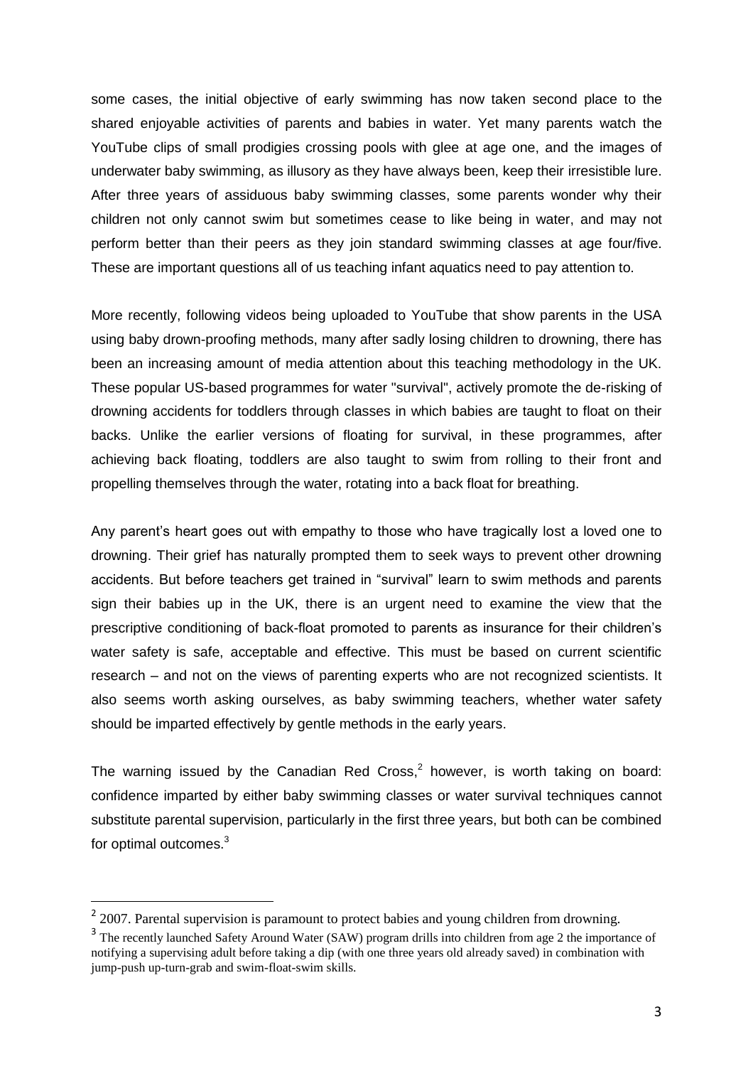some cases, the initial objective of early swimming has now taken second place to the shared enjoyable activities of parents and babies in water. Yet many parents watch the YouTube clips of small prodigies crossing pools with glee at age one, and the images of underwater baby swimming, as illusory as they have always been, keep their irresistible lure. After three years of assiduous baby swimming classes, some parents wonder why their children not only cannot swim but sometimes cease to like being in water, and may not perform better than their peers as they join standard swimming classes at age four/five. These are important questions all of us teaching infant aquatics need to pay attention to.

More recently, following videos being uploaded to YouTube that show parents in the USA using baby drown-proofing methods, many after sadly losing children to drowning, there has been an increasing amount of media attention about this teaching methodology in the UK. These popular US-based programmes for water "survival", actively promote the de-risking of drowning accidents for toddlers through classes in which babies are taught to float on their backs. Unlike the earlier versions of floating for survival, in these programmes, after achieving back floating, toddlers are also taught to swim from rolling to their front and propelling themselves through the water, rotating into a back float for breathing.

Any parent's heart goes out with empathy to those who have tragically lost a loved one to drowning. Their grief has naturally prompted them to seek ways to prevent other drowning accidents. But before teachers get trained in "survival" learn to swim methods and parents sign their babies up in the UK, there is an urgent need to examine the view that the prescriptive conditioning of back-float promoted to parents as insurance for their children's water safety is safe, acceptable and effective. This must be based on current scientific research – and not on the views of parenting experts who are not recognized scientists. It also seems worth asking ourselves, as baby swimming teachers, whether water safety should be imparted effectively by gentle methods in the early years.

The warning issued by the Canadian Red Cross,[2] however, is worth taking on board: confidence imparted by either baby swimming classes or water survival techniques cannot substitute parental supervision, particularly in the first three years, but both can be combined for optimal outcomes.[3]

---

[2] 2007. Parental supervision is paramount to protect babies and young children from drowning.

[3] The recently launched Safety Around Water (SAW) program drills into children from age 2 the importance of notifying a supervising adult before taking a dip (with one three years old already saved) in combination with jump-push up-turn-grab and swim-float-swim skills.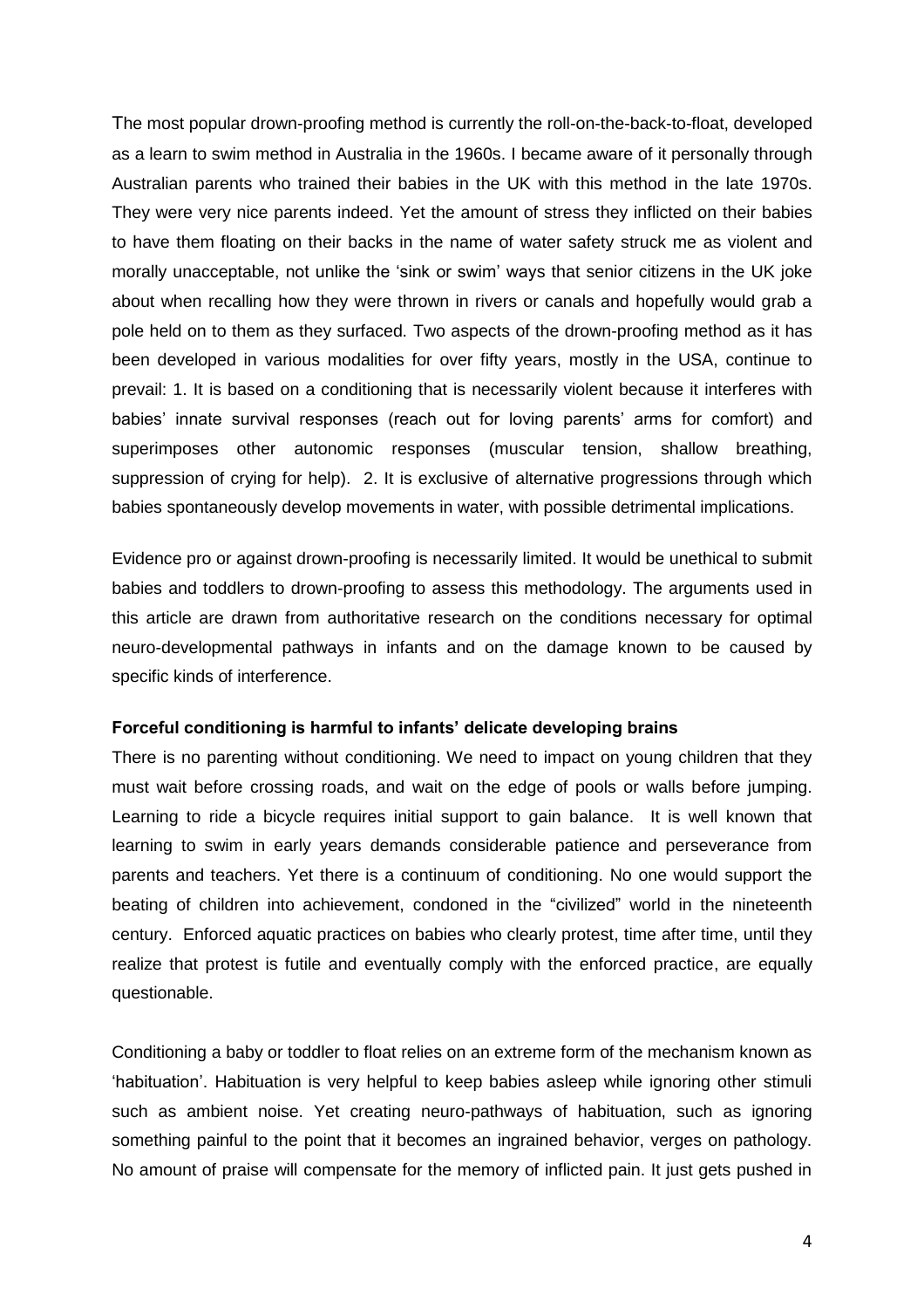The most popular drown-proofing method is currently the roll-on-the-back-to-float, developed as a learn to swim method in Australia in the 1960s. I became aware of it personally through Australian parents who trained their babies in the UK with this method in the late 1970s. They were very nice parents indeed. Yet the amount of stress they inflicted on their babies to have them floating on their backs in the name of water safety struck me as violent and morally unacceptable, not unlike the 'sink or swim' ways that senior citizens in the UK joke about when recalling how they were thrown in rivers or canals and hopefully would grab a pole held on to them as they surfaced. Two aspects of the drown-proofing method as it has been developed in various modalities for over fifty years, mostly in the USA, continue to prevail: 1. It is based on a conditioning that is necessarily violent because it interferes with babies' innate survival responses (reach out for loving parents' arms for comfort) and superimposes other autonomic responses (muscular tension, shallow breathing, suppression of crying for help). 2. It is exclusive of alternative progressions through which babies spontaneously develop movements in water, with possible detrimental implications.

Evidence pro or against drown-proofing is necessarily limited. It would be unethical to submit babies and toddlers to drown-proofing to assess this methodology. The arguments used in this article are drawn from authoritative research on the conditions necessary for optimal neuro-developmental pathways in infants and on the damage known to be caused by specific kinds of interference.

**Forceful conditioning is harmful to infants' delicate developing brains**

There is no parenting without conditioning. We need to impact on young children that they must wait before crossing roads, and wait on the edge of pools or walls before jumping. Learning to ride a bicycle requires initial support to gain balance. It is well known that learning to swim in early years demands considerable patience and perseverance from parents and teachers. Yet there is a continuum of conditioning. No one would support the beating of children into achievement, condoned in the "civilized" world in the nineteenth century. Enforced aquatic practices on babies who clearly protest, time after time, until they realize that protest is futile and eventually comply with the enforced practice, are equally questionable.

Conditioning a baby or toddler to float relies on an extreme form of the mechanism known as 'habituation'. Habituation is very helpful to keep babies asleep while ignoring other stimuli such as ambient noise. Yet creating neuro-pathways of habituation, such as ignoring something painful to the point that it becomes an ingrained behavior, verges on pathology. No amount of praise will compensate for the memory of inflicted pain. It just gets pushed in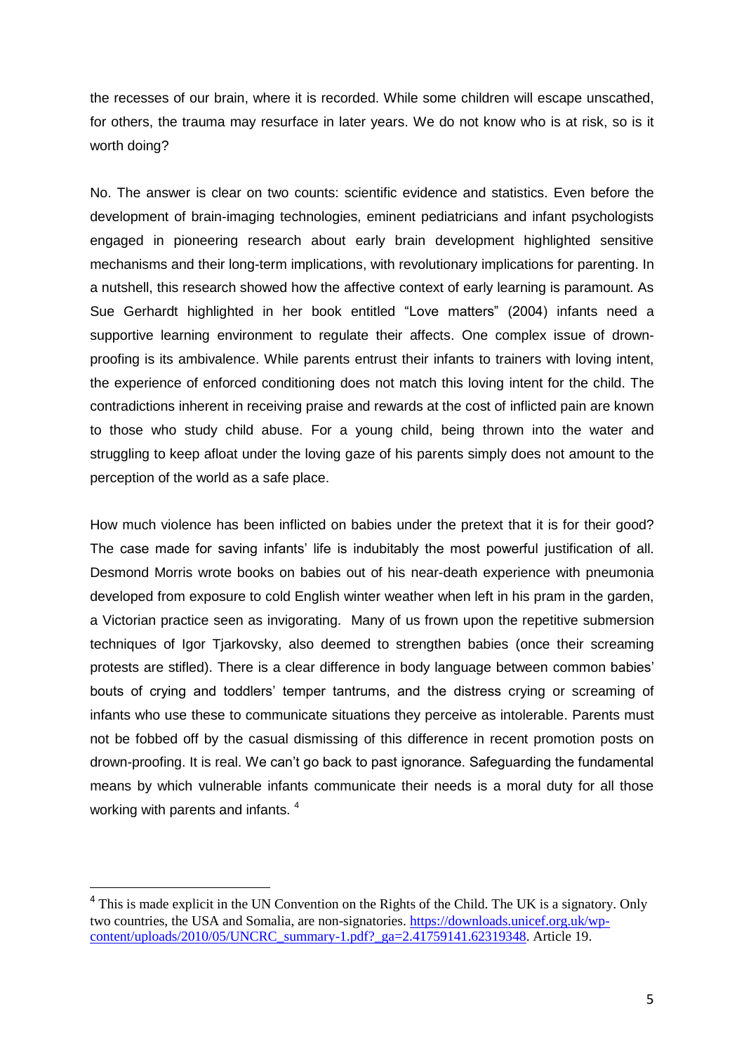the recesses of our brain, where it is recorded. While some children will escape unscathed, for others, the trauma may resurface in later years. We do not know who is at risk, so is it worth doing?

No. The answer is clear on two counts: scientific evidence and statistics. Even before the development of brain-imaging technologies, eminent pediatricians and infant psychologists engaged in pioneering research about early brain development highlighted sensitive mechanisms and their long-term implications, with revolutionary implications for parenting. In a nutshell, this research showed how the affective context of early learning is paramount. As Sue Gerhardt highlighted in her book entitled "Love matters" (2004) infants need a supportive learning environment to regulate their affects. One complex issue of drown-proofing is its ambivalence. While parents entrust their infants to trainers with loving intent, the experience of enforced conditioning does not match this loving intent for the child. The contradictions inherent in receiving praise and rewards at the cost of inflicted pain are known to those who study child abuse. For a young child, being thrown into the water and struggling to keep afloat under the loving gaze of his parents simply does not amount to the perception of the world as a safe place.

How much violence has been inflicted on babies under the pretext that it is for their good? The case made for saving infants' life is indubitably the most powerful justification of all. Desmond Morris wrote books on babies out of his near-death experience with pneumonia developed from exposure to cold English winter weather when left in his pram in the garden, a Victorian practice seen as invigorating. Many of us frown upon the repetitive submersion techniques of Igor Tjarkovsky, also deemed to strengthen babies (once their screaming protests are stifled). There is a clear difference in body language between common babies' bouts of crying and toddlers' temper tantrums, and the distress crying or screaming of infants who use these to communicate situations they perceive as intolerable. Parents must not be fobbed off by the casual dismissing of this difference in recent promotion posts on drown-proofing. It is real. We can't go back to past ignorance. Safeguarding the fundamental means by which vulnerable infants communicate their needs is a moral duty for all those working with parents and infants. [4]

---

[4] This is made explicit in the UN Convention on the Rights of the Child. The UK is a signatory. Only two countries, the USA and Somalia, are non-signatories. https://downloads.unicef.org.uk/wp-content/uploads/2010/05/UNCRC_summary-1.pdf?_ga=2.41759141.62319348. Article 19.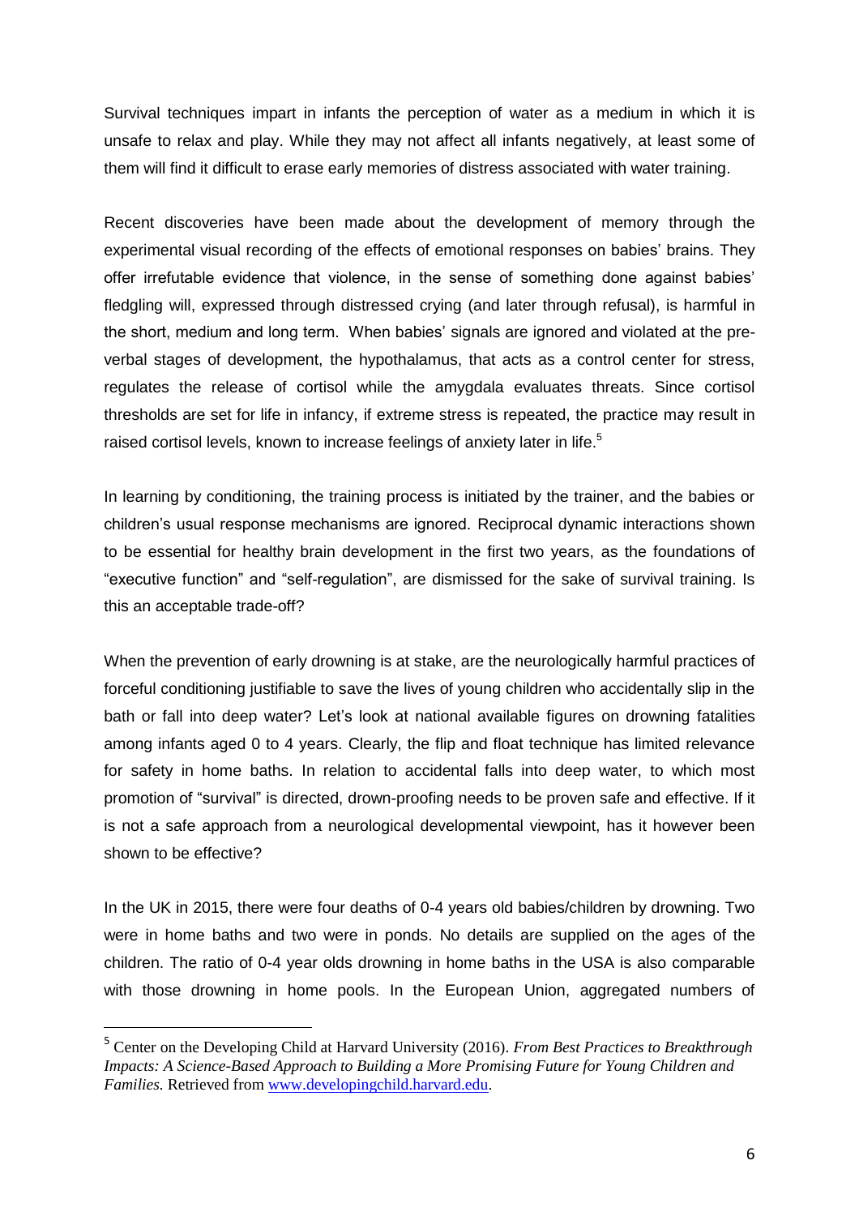Survival techniques impart in infants the perception of water as a medium in which it is unsafe to relax and play. While they may not affect all infants negatively, at least some of them will find it difficult to erase early memories of distress associated with water training.

Recent discoveries have been made about the development of memory through the experimental visual recording of the effects of emotional responses on babies' brains. They offer irrefutable evidence that violence, in the sense of something done against babies' fledgling will, expressed through distressed crying (and later through refusal), is harmful in the short, medium and long term. When babies' signals are ignored and violated at the pre-verbal stages of development, the hypothalamus, that acts as a control center for stress, regulates the release of cortisol while the amygdala evaluates threats. Since cortisol thresholds are set for life in infancy, if extreme stress is repeated, the practice may result in raised cortisol levels, known to increase feelings of anxiety later in life.[5]

In learning by conditioning, the training process is initiated by the trainer, and the babies or children's usual response mechanisms are ignored. Reciprocal dynamic interactions shown to be essential for healthy brain development in the first two years, as the foundations of "executive function" and "self-regulation", are dismissed for the sake of survival training. Is this an acceptable trade-off?

When the prevention of early drowning is at stake, are the neurologically harmful practices of forceful conditioning justifiable to save the lives of young children who accidentally slip in the bath or fall into deep water? Let's look at national available figures on drowning fatalities among infants aged 0 to 4 years. Clearly, the flip and float technique has limited relevance for safety in home baths. In relation to accidental falls into deep water, to which most promotion of "survival" is directed, drown-proofing needs to be proven safe and effective. If it is not a safe approach from a neurological developmental viewpoint, has it however been shown to be effective?

In the UK in 2015, there were four deaths of 0-4 years old babies/children by drowning. Two were in home baths and two were in ponds. No details are supplied on the ages of the children. The ratio of 0-4 year olds drowning in home baths in the USA is also comparable with those drowning in home pools. In the European Union, aggregated numbers of

---

[5] Center on the Developing Child at Harvard University (2016). *From Best Practices to Breakthrough Impacts: A Science-Based Approach to Building a More Promising Future for Young Children and Families.* Retrieved from www.developingchild.harvard.edu.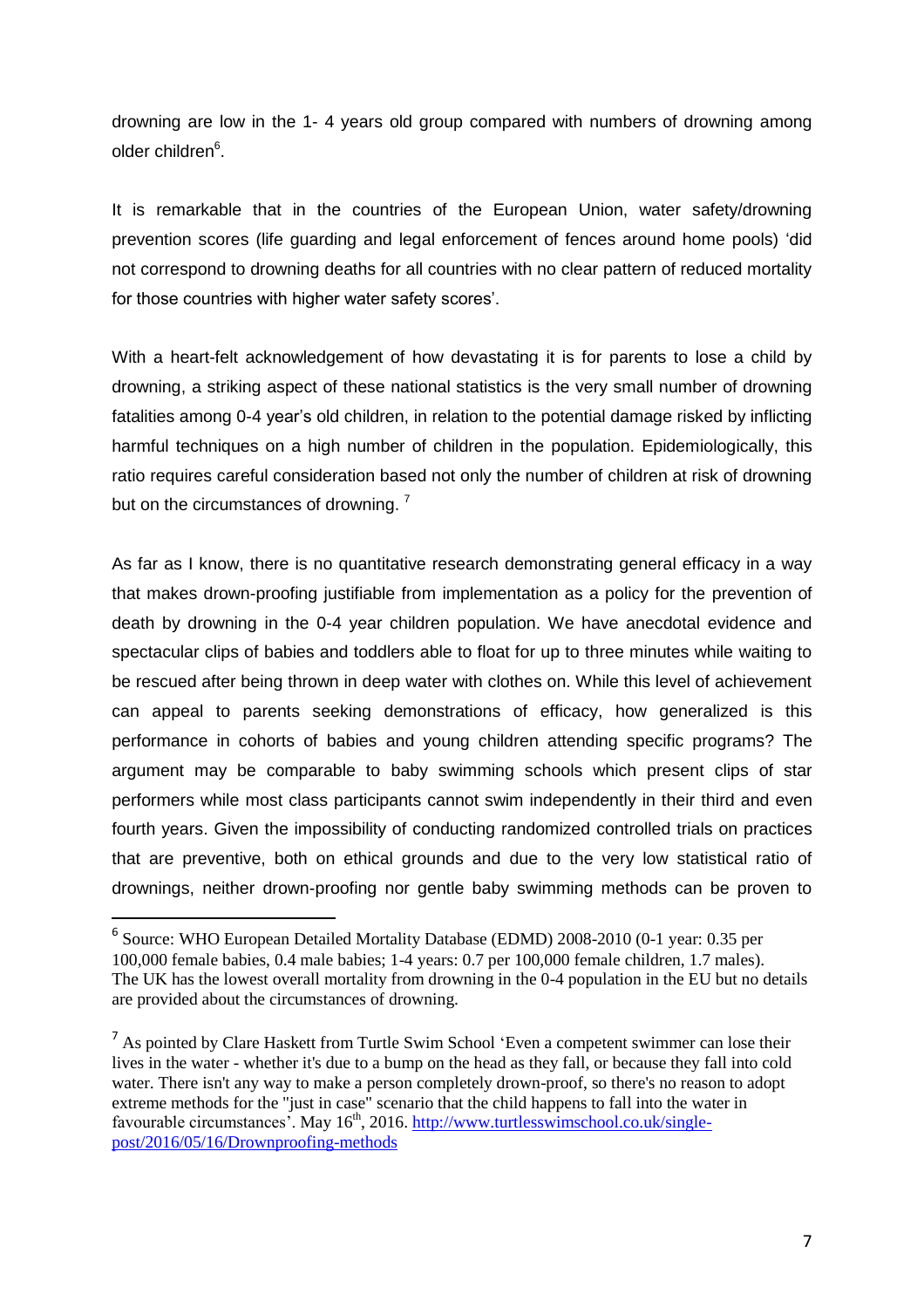drowning are low in the 1- 4 years old group compared with numbers of drowning among older children[6].

It is remarkable that in the countries of the European Union, water safety/drowning prevention scores (life guarding and legal enforcement of fences around home pools) 'did not correspond to drowning deaths for all countries with no clear pattern of reduced mortality for those countries with higher water safety scores'.

With a heart-felt acknowledgement of how devastating it is for parents to lose a child by drowning, a striking aspect of these national statistics is the very small number of drowning fatalities among 0-4 year's old children, in relation to the potential damage risked by inflicting harmful techniques on a high number of children in the population. Epidemiologically, this ratio requires careful consideration based not only the number of children at risk of drowning but on the circumstances of drowning. [7]

As far as I know, there is no quantitative research demonstrating general efficacy in a way that makes drown-proofing justifiable from implementation as a policy for the prevention of death by drowning in the 0-4 year children population. We have anecdotal evidence and spectacular clips of babies and toddlers able to float for up to three minutes while waiting to be rescued after being thrown in deep water with clothes on. While this level of achievement can appeal to parents seeking demonstrations of efficacy, how generalized is this performance in cohorts of babies and young children attending specific programs? The argument may be comparable to baby swimming schools which present clips of star performers while most class participants cannot swim independently in their third and even fourth years. Given the impossibility of conducting randomized controlled trials on practices that are preventive, both on ethical grounds and due to the very low statistical ratio of drownings, neither drown-proofing nor gentle baby swimming methods can be proven to

---

[6] Source: WHO European Detailed Mortality Database (EDMD) 2008-2010 (0-1 year: 0.35 per 100,000 female babies, 0.4 male babies; 1-4 years: 0.7 per 100,000 female children, 1.7 males). The UK has the lowest overall mortality from drowning in the 0-4 population in the EU but no details are provided about the circumstances of drowning.

[7] As pointed by Clare Haskett from Turtle Swim School 'Even a competent swimmer can lose their lives in the water - whether it's due to a bump on the head as they fall, or because they fall into cold water. There isn't any way to make a person completely drown-proof, so there's no reason to adopt extreme methods for the "just in case" scenario that the child happens to fall into the water in favourable circumstances'. May 16th, 2016. http://www.turtlesswimschool.co.uk/single-post/2016/05/16/Drownproofing-methods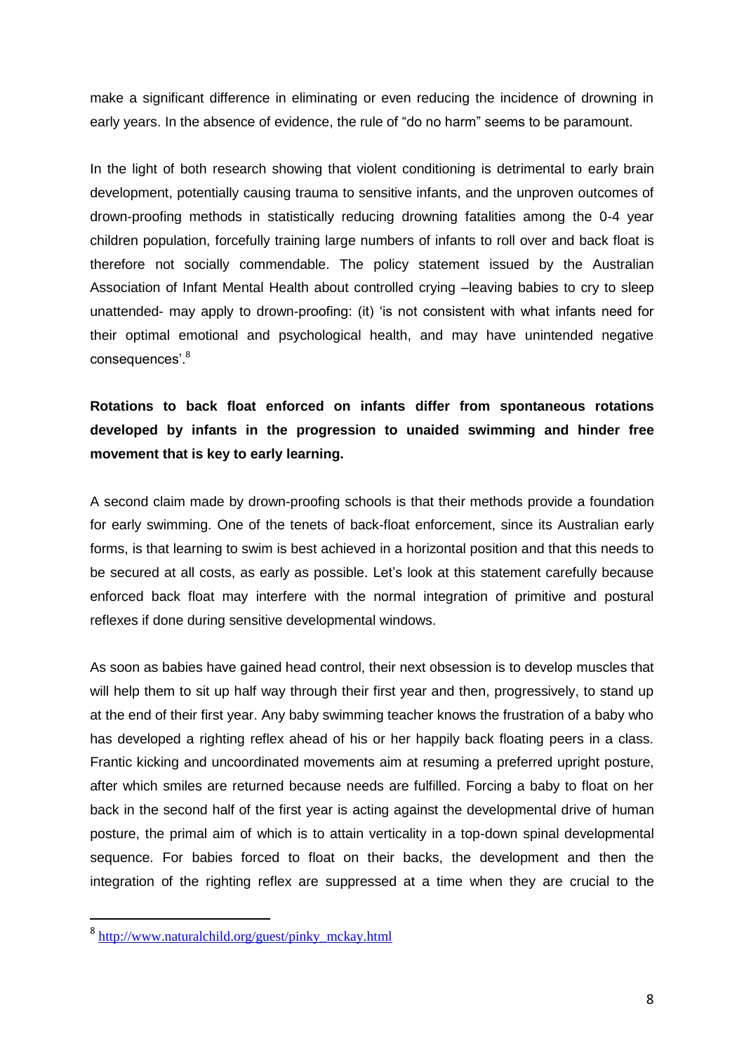make a significant difference in eliminating or even reducing the incidence of drowning in early years. In the absence of evidence, the rule of "do no harm" seems to be paramount.

In the light of both research showing that violent conditioning is detrimental to early brain development, potentially causing trauma to sensitive infants, and the unproven outcomes of drown-proofing methods in statistically reducing drowning fatalities among the 0-4 year children population, forcefully training large numbers of infants to roll over and back float is therefore not socially commendable. The policy statement issued by the Australian Association of Infant Mental Health about controlled crying –leaving babies to cry to sleep unattended- may apply to drown-proofing: (it) 'is not consistent with what infants need for their optimal emotional and psychological health, and may have unintended negative consequences'.[8]

**Rotations to back float enforced on infants differ from spontaneous rotations developed by infants in the progression to unaided swimming and hinder free movement that is key to early learning.**

A second claim made by drown-proofing schools is that their methods provide a foundation for early swimming. One of the tenets of back-float enforcement, since its Australian early forms, is that learning to swim is best achieved in a horizontal position and that this needs to be secured at all costs, as early as possible. Let's look at this statement carefully because enforced back float may interfere with the normal integration of primitive and postural reflexes if done during sensitive developmental windows.

As soon as babies have gained head control, their next obsession is to develop muscles that will help them to sit up half way through their first year and then, progressively, to stand up at the end of their first year. Any baby swimming teacher knows the frustration of a baby who has developed a righting reflex ahead of his or her happily back floating peers in a class. Frantic kicking and uncoordinated movements aim at resuming a preferred upright posture, after which smiles are returned because needs are fulfilled. Forcing a baby to float on her back in the second half of the first year is acting against the developmental drive of human posture, the primal aim of which is to attain verticality in a top-down spinal developmental sequence. For babies forced to float on their backs, the development and then the integration of the righting reflex are suppressed at a time when they are crucial to the

[8] http://www.naturalchild.org/guest/pinky_mckay.html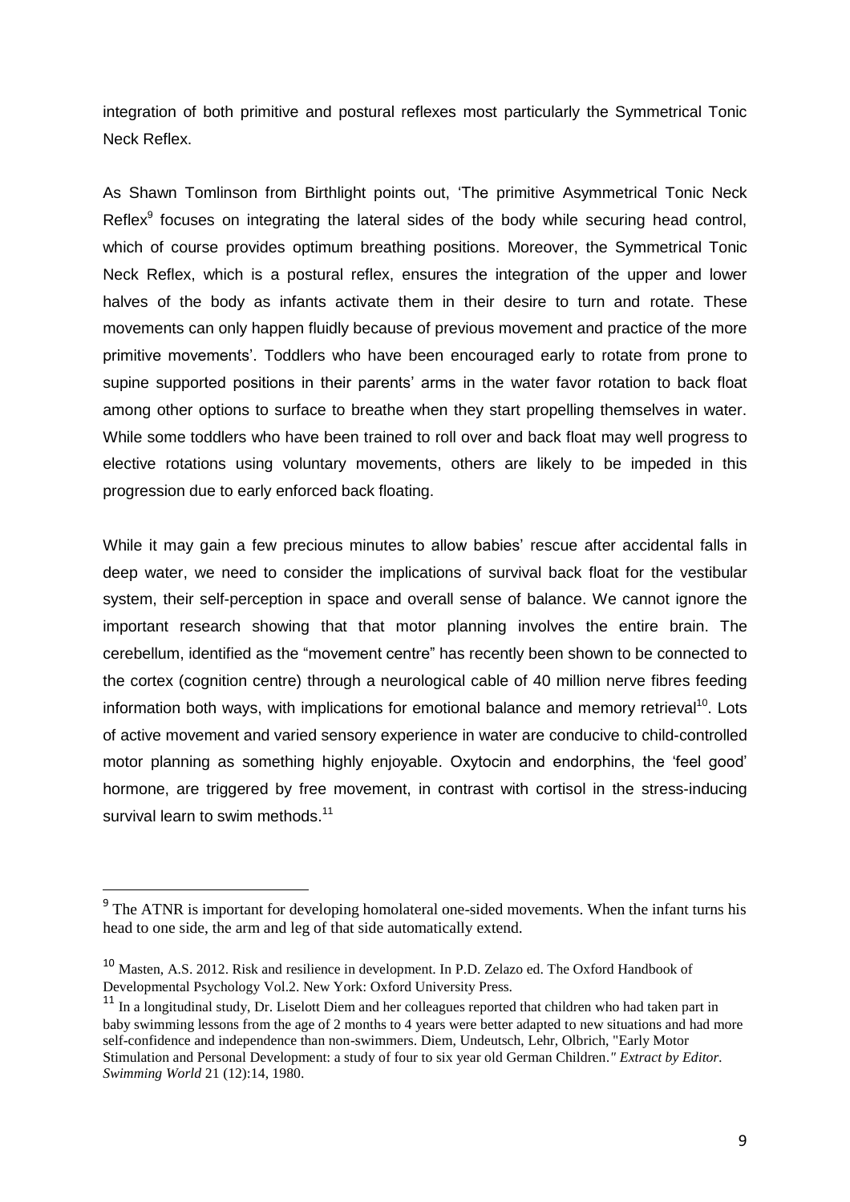integration of both primitive and postural reflexes most particularly the Symmetrical Tonic Neck Reflex.

As Shawn Tomlinson from Birthlight points out, 'The primitive Asymmetrical Tonic Neck Reflex[9] focuses on integrating the lateral sides of the body while securing head control, which of course provides optimum breathing positions. Moreover, the Symmetrical Tonic Neck Reflex, which is a postural reflex, ensures the integration of the upper and lower halves of the body as infants activate them in their desire to turn and rotate. These movements can only happen fluidly because of previous movement and practice of the more primitive movements'. Toddlers who have been encouraged early to rotate from prone to supine supported positions in their parents' arms in the water favor rotation to back float among other options to surface to breathe when they start propelling themselves in water. While some toddlers who have been trained to roll over and back float may well progress to elective rotations using voluntary movements, others are likely to be impeded in this progression due to early enforced back floating.

While it may gain a few precious minutes to allow babies' rescue after accidental falls in deep water, we need to consider the implications of survival back float for the vestibular system, their self-perception in space and overall sense of balance. We cannot ignore the important research showing that that motor planning involves the entire brain. The cerebellum, identified as the "movement centre" has recently been shown to be connected to the cortex (cognition centre) through a neurological cable of 40 million nerve fibres feeding information both ways, with implications for emotional balance and memory retrieval[10]. Lots of active movement and varied sensory experience in water are conducive to child-controlled motor planning as something highly enjoyable. Oxytocin and endorphins, the 'feel good' hormone, are triggered by free movement, in contrast with cortisol in the stress-inducing survival learn to swim methods.[11]

---

[9] The ATNR is important for developing homolateral one-sided movements. When the infant turns his head to one side, the arm and leg of that side automatically extend.

[10] Masten, A.S. 2012. Risk and resilience in development. In P.D. Zelazo ed. The Oxford Handbook of Developmental Psychology Vol.2. New York: Oxford University Press.

[11] In a longitudinal study, Dr. Liselott Diem and her colleagues reported that children who had taken part in baby swimming lessons from the age of 2 months to 4 years were better adapted to new situations and had more self-confidence and independence than non-swimmers. Diem, Undeutsch, Lehr, Olbrich, "Early Motor Stimulation and Personal Development: a study of four to six year old German Children.*" Extract by Editor. Swimming World* 21 (12):14, 1980.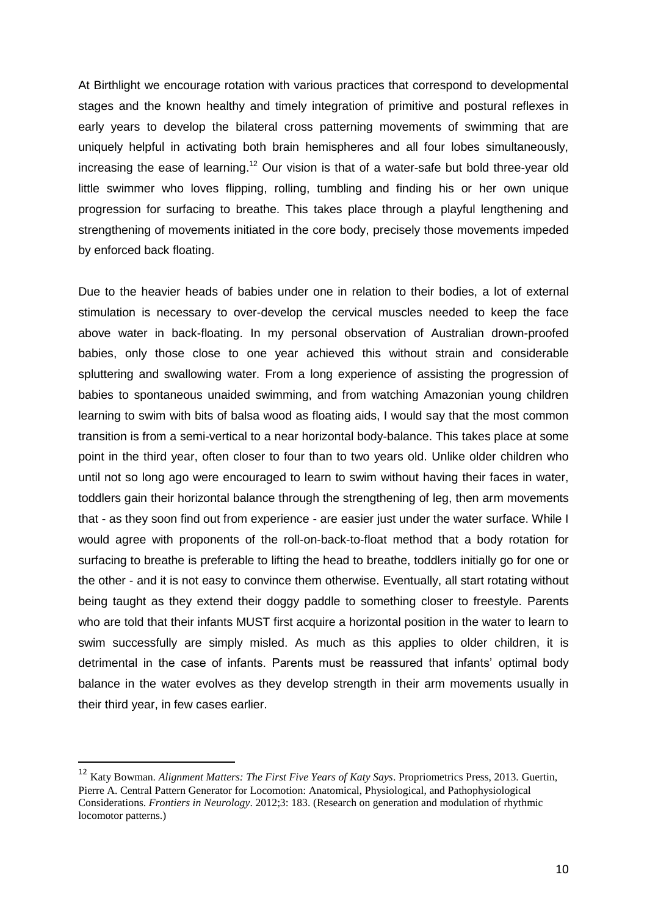At Birthlight we encourage rotation with various practices that correspond to developmental stages and the known healthy and timely integration of primitive and postural reflexes in early years to develop the bilateral cross patterning movements of swimming that are uniquely helpful in activating both brain hemispheres and all four lobes simultaneously, increasing the ease of learning.[12] Our vision is that of a water-safe but bold three-year old little swimmer who loves flipping, rolling, tumbling and finding his or her own unique progression for surfacing to breathe. This takes place through a playful lengthening and strengthening of movements initiated in the core body, precisely those movements impeded by enforced back floating.

Due to the heavier heads of babies under one in relation to their bodies, a lot of external stimulation is necessary to over-develop the cervical muscles needed to keep the face above water in back-floating. In my personal observation of Australian drown-proofed babies, only those close to one year achieved this without strain and considerable spluttering and swallowing water. From a long experience of assisting the progression of babies to spontaneous unaided swimming, and from watching Amazonian young children learning to swim with bits of balsa wood as floating aids, I would say that the most common transition is from a semi-vertical to a near horizontal body-balance. This takes place at some point in the third year, often closer to four than to two years old. Unlike older children who until not so long ago were encouraged to learn to swim without having their faces in water, toddlers gain their horizontal balance through the strengthening of leg, then arm movements that - as they soon find out from experience - are easier just under the water surface. While I would agree with proponents of the roll-on-back-to-float method that a body rotation for surfacing to breathe is preferable to lifting the head to breathe, toddlers initially go for one or the other - and it is not easy to convince them otherwise. Eventually, all start rotating without being taught as they extend their doggy paddle to something closer to freestyle. Parents who are told that their infants MUST first acquire a horizontal position in the water to learn to swim successfully are simply misled. As much as this applies to older children, it is detrimental in the case of infants. Parents must be reassured that infants' optimal body balance in the water evolves as they develop strength in their arm movements usually in their third year, in few cases earlier.

---

[12] Katy Bowman. *Alignment Matters: The First Five Years of Katy Says*. Propriometrics Press, 2013. Guertin, Pierre A. Central Pattern Generator for Locomotion: Anatomical, Physiological, and Pathophysiological Considerations. *Frontiers in Neurology*. 2012;3: 183. (Research on generation and modulation of rhythmic locomotor patterns.)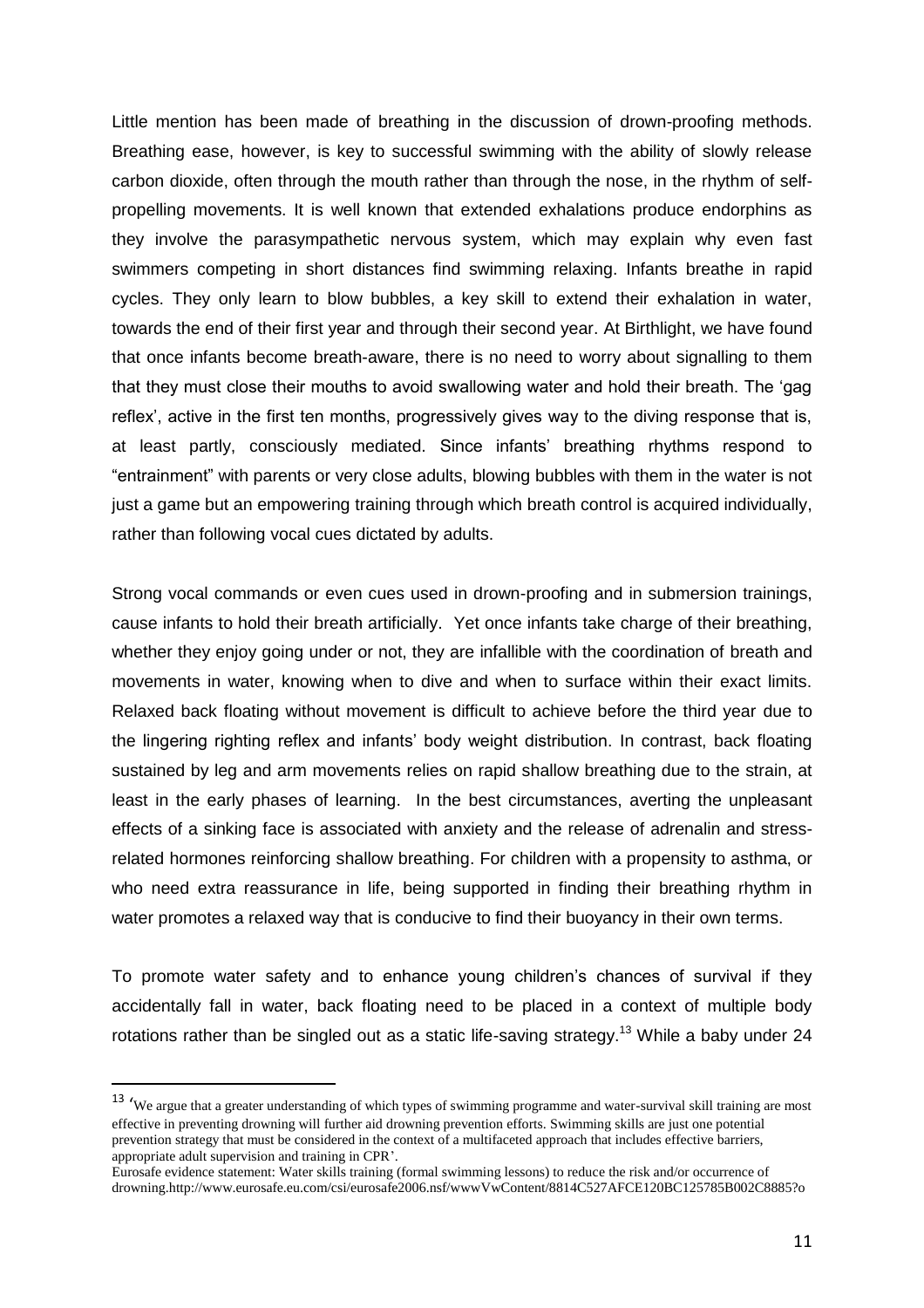Little mention has been made of breathing in the discussion of drown-proofing methods. Breathing ease, however, is key to successful swimming with the ability of slowly release carbon dioxide, often through the mouth rather than through the nose, in the rhythm of self-propelling movements. It is well known that extended exhalations produce endorphins as they involve the parasympathetic nervous system, which may explain why even fast swimmers competing in short distances find swimming relaxing. Infants breathe in rapid cycles. They only learn to blow bubbles, a key skill to extend their exhalation in water, towards the end of their first year and through their second year. At Birthlight, we have found that once infants become breath-aware, there is no need to worry about signalling to them that they must close their mouths to avoid swallowing water and hold their breath. The 'gag reflex', active in the first ten months, progressively gives way to the diving response that is, at least partly, consciously mediated. Since infants' breathing rhythms respond to "entrainment" with parents or very close adults, blowing bubbles with them in the water is not just a game but an empowering training through which breath control is acquired individually, rather than following vocal cues dictated by adults.

Strong vocal commands or even cues used in drown-proofing and in submersion trainings, cause infants to hold their breath artificially. Yet once infants take charge of their breathing, whether they enjoy going under or not, they are infallible with the coordination of breath and movements in water, knowing when to dive and when to surface within their exact limits. Relaxed back floating without movement is difficult to achieve before the third year due to the lingering righting reflex and infants' body weight distribution. In contrast, back floating sustained by leg and arm movements relies on rapid shallow breathing due to the strain, at least in the early phases of learning. In the best circumstances, averting the unpleasant effects of a sinking face is associated with anxiety and the release of adrenalin and stress-related hormones reinforcing shallow breathing. For children with a propensity to asthma, or who need extra reassurance in life, being supported in finding their breathing rhythm in water promotes a relaxed way that is conducive to find their buoyancy in their own terms.

To promote water safety and to enhance young children's chances of survival if they accidentally fall in water, back floating need to be placed in a context of multiple body rotations rather than be singled out as a static life-saving strategy.[13] While a baby under 24

---

[13] 'We argue that a greater understanding of which types of swimming programme and water-survival skill training are most effective in preventing drowning will further aid drowning prevention efforts. Swimming skills are just one potential prevention strategy that must be considered in the context of a multifaceted approach that includes effective barriers, appropriate adult supervision and training in CPR'.
Eurosafe evidence statement: Water skills training (formal swimming lessons) to reduce the risk and/or occurrence of drowning.http://www.eurosafe.eu.com/csi/eurosafe2006.nsf/wwwVwContent/8814C527AFCE120BC125785B002C8885?o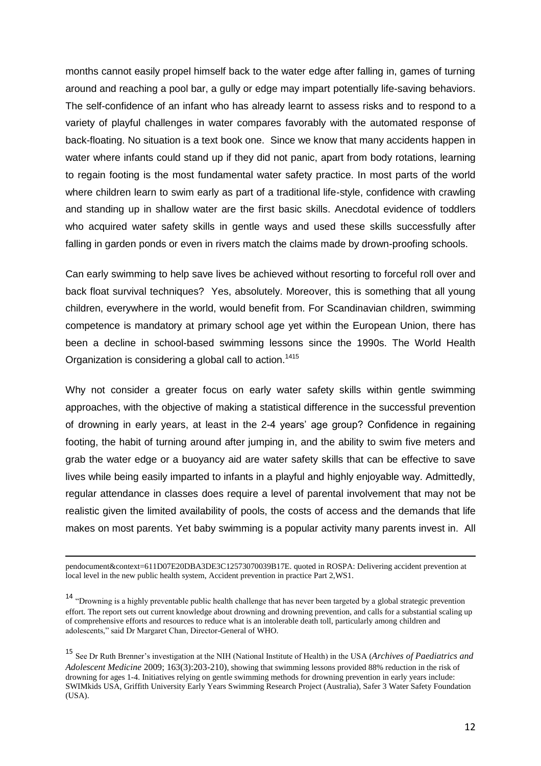months cannot easily propel himself back to the water edge after falling in, games of turning around and reaching a pool bar, a gully or edge may impart potentially life-saving behaviors. The self-confidence of an infant who has already learnt to assess risks and to respond to a variety of playful challenges in water compares favorably with the automated response of back-floating. No situation is a text book one. Since we know that many accidents happen in water where infants could stand up if they did not panic, apart from body rotations, learning to regain footing is the most fundamental water safety practice. In most parts of the world where children learn to swim early as part of a traditional life-style, confidence with crawling and standing up in shallow water are the first basic skills. Anecdotal evidence of toddlers who acquired water safety skills in gentle ways and used these skills successfully after falling in garden ponds or even in rivers match the claims made by drown-proofing schools.

Can early swimming to help save lives be achieved without resorting to forceful roll over and back float survival techniques? Yes, absolutely. Moreover, this is something that all young children, everywhere in the world, would benefit from. For Scandinavian children, swimming competence is mandatory at primary school age yet within the European Union, there has been a decline in school-based swimming lessons since the 1990s. The World Health Organization is considering a global call to action.[14][15]

Why not consider a greater focus on early water safety skills within gentle swimming approaches, with the objective of making a statistical difference in the successful prevention of drowning in early years, at least in the 2-4 years' age group? Confidence in regaining footing, the habit of turning around after jumping in, and the ability to swim five meters and grab the water edge or a buoyancy aid are water safety skills that can be effective to save lives while being easily imparted to infants in a playful and highly enjoyable way. Admittedly, regular attendance in classes does require a level of parental involvement that may not be realistic given the limited availability of pools, the costs of access and the demands that life makes on most parents. Yet baby swimming is a popular activity many parents invest in. All

---

pendocument&context=611D07E20DBA3DE3C12573070039B17E. quoted in ROSPA: Delivering accident prevention at local level in the new public health system, Accident prevention in practice Part 2,WS1.

[14] "Drowning is a highly preventable public health challenge that has never been targeted by a global strategic prevention effort. The report sets out current knowledge about drowning and drowning prevention, and calls for a substantial scaling up of comprehensive efforts and resources to reduce what is an intolerable death toll, particularly among children and adolescents," said Dr Margaret Chan, Director-General of WHO.

[15] See Dr Ruth Brenner's investigation at the NIH (National Institute of Health) in the USA (*Archives of Paediatrics and Adolescent Medicine* 2009; 163(3):203-210), showing that swimming lessons provided 88% reduction in the risk of drowning for ages 1-4. Initiatives relying on gentle swimming methods for drowning prevention in early years include: SWIMkids USA, Griffith University Early Years Swimming Research Project (Australia), Safer 3 Water Safety Foundation (USA).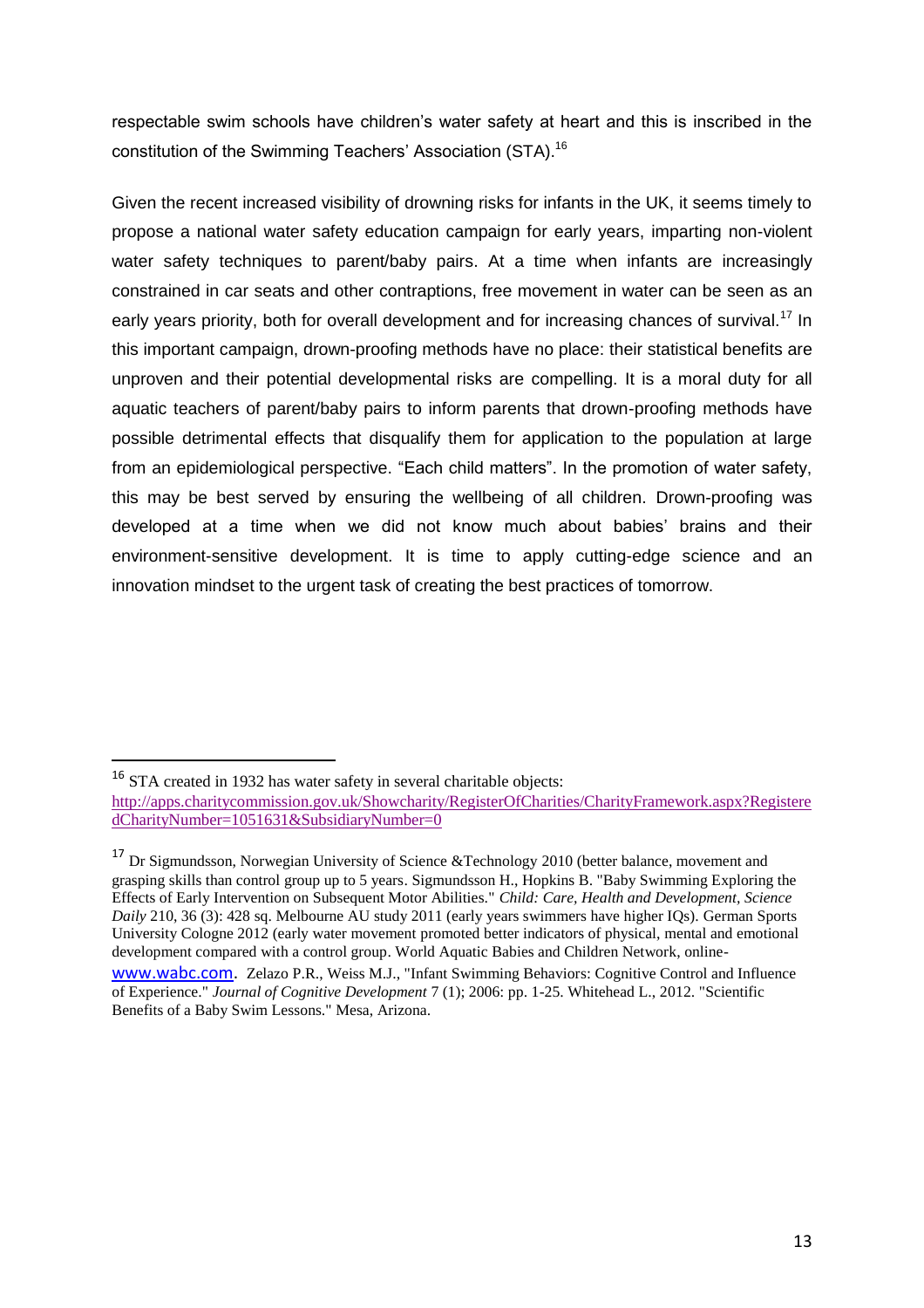respectable swim schools have children's water safety at heart and this is inscribed in the constitution of the Swimming Teachers' Association (STA).[16]

Given the recent increased visibility of drowning risks for infants in the UK, it seems timely to propose a national water safety education campaign for early years, imparting non-violent water safety techniques to parent/baby pairs. At a time when infants are increasingly constrained in car seats and other contraptions, free movement in water can be seen as an early years priority, both for overall development and for increasing chances of survival.[17] In this important campaign, drown-proofing methods have no place: their statistical benefits are unproven and their potential developmental risks are compelling. It is a moral duty for all aquatic teachers of parent/baby pairs to inform parents that drown-proofing methods have possible detrimental effects that disqualify them for application to the population at large from an epidemiological perspective. "Each child matters". In the promotion of water safety, this may be best served by ensuring the wellbeing of all children. Drown-proofing was developed at a time when we did not know much about babies' brains and their environment-sensitive development. It is time to apply cutting-edge science and an innovation mindset to the urgent task of creating the best practices of tomorrow.

---

[16] STA created in 1932 has water safety in several charitable objects: http://apps.charitycommission.gov.uk/Showcharity/RegisterOfCharities/CharityFramework.aspx?RegisteredCharityNumber=1051631&SubsidiaryNumber=0

[17] Dr Sigmundsson, Norwegian University of Science &Technology 2010 (better balance, movement and grasping skills than control group up to 5 years. Sigmundsson H., Hopkins B. "Baby Swimming Exploring the Effects of Early Intervention on Subsequent Motor Abilities." *Child: Care, Health and Development, Science Daily* 210, 36 (3): 428 sq. Melbourne AU study 2011 (early years swimmers have higher IQs). German Sports University Cologne 2012 (early water movement promoted better indicators of physical, mental and emotional development compared with a control group. World Aquatic Babies and Children Network, online- www.wabc.com. Zelazo P.R., Weiss M.J., "Infant Swimming Behaviors: Cognitive Control and Influence of Experience." *Journal of Cognitive Development* 7 (1); 2006: pp. 1-25. Whitehead L., 2012. "Scientific Benefits of a Baby Swim Lessons." Mesa, Arizona.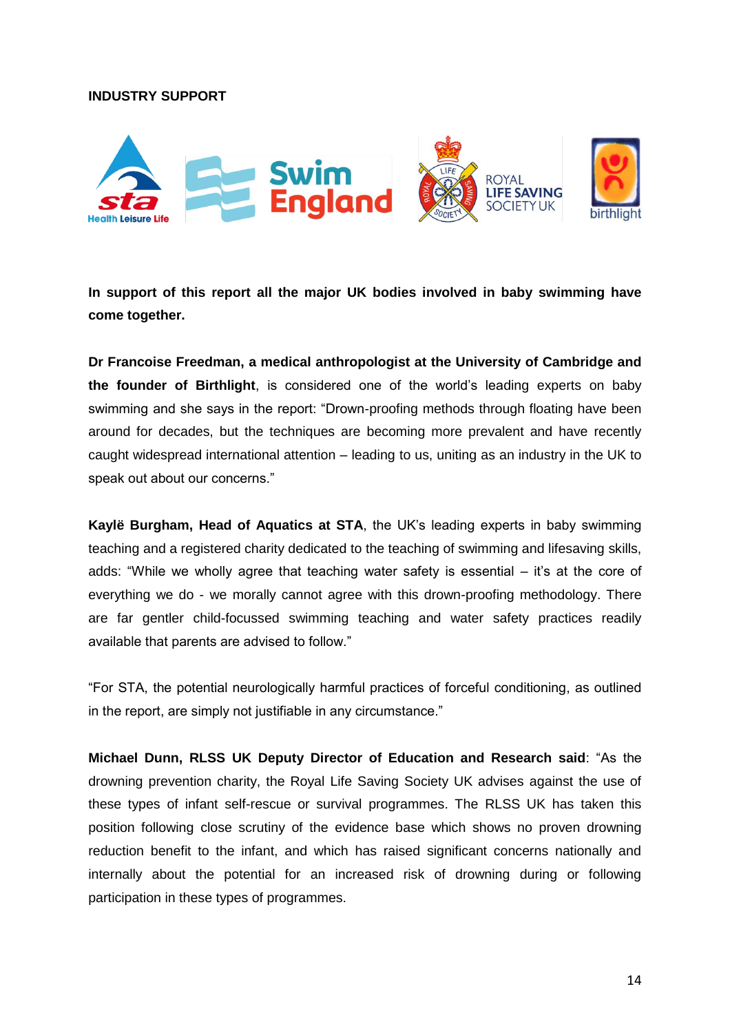**INDUSTRY SUPPORT**

**In support of this report all the major UK bodies involved in baby swimming have come together.**

**Dr Francoise Freedman, a medical anthropologist at the University of Cambridge and the founder of Birthlight**, is considered one of the world's leading experts on baby swimming and she says in the report: "Drown-proofing methods through floating have been around for decades, but the techniques are becoming more prevalent and have recently caught widespread international attention – leading to us, uniting as an industry in the UK to speak out about our concerns."

**Kaylë Burgham, Head of Aquatics at STA**, the UK's leading experts in baby swimming teaching and a registered charity dedicated to the teaching of swimming and lifesaving skills, adds: "While we wholly agree that teaching water safety is essential – it's at the core of everything we do - we morally cannot agree with this drown-proofing methodology. There are far gentler child-focussed swimming teaching and water safety practices readily available that parents are advised to follow."

"For STA, the potential neurologically harmful practices of forceful conditioning, as outlined in the report, are simply not justifiable in any circumstance."

**Michael Dunn, RLSS UK Deputy Director of Education and Research said**: "As the drowning prevention charity, the Royal Life Saving Society UK advises against the use of these types of infant self-rescue or survival programmes. The RLSS UK has taken this position following close scrutiny of the evidence base which shows no proven drowning reduction benefit to the infant, and which has raised significant concerns nationally and internally about the potential for an increased risk of drowning during or following participation in these types of programmes.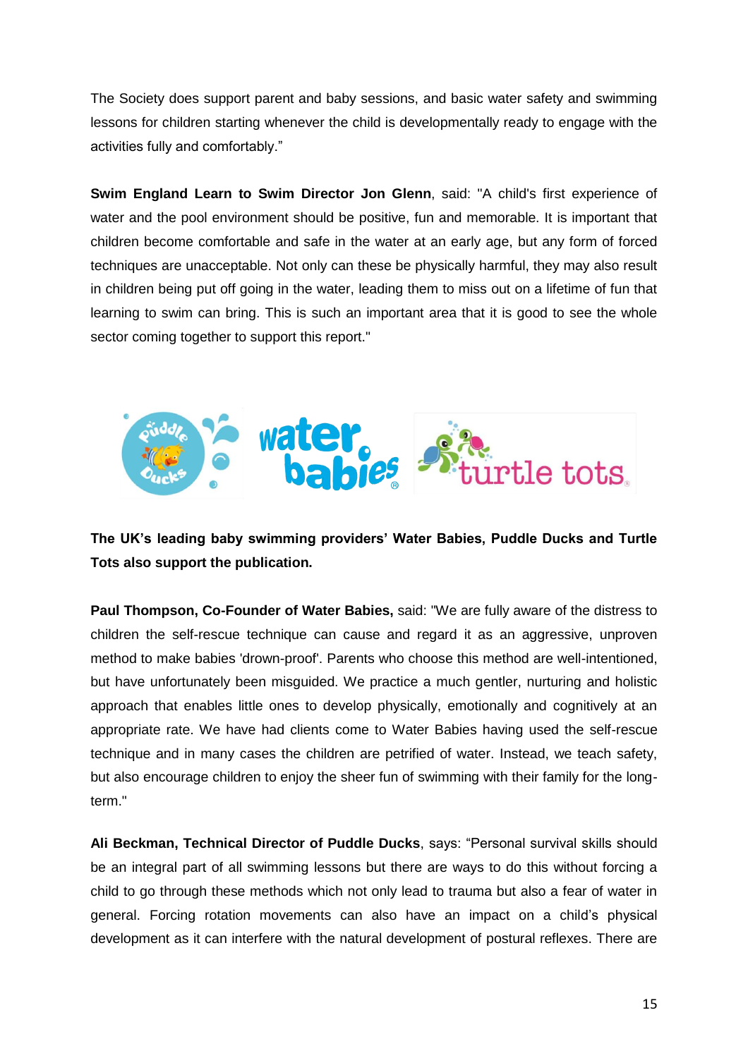The Society does support parent and baby sessions, and basic water safety and swimming lessons for children starting whenever the child is developmentally ready to engage with the activities fully and comfortably."

**Swim England Learn to Swim Director Jon Glenn**, said: "A child's first experience of water and the pool environment should be positive, fun and memorable. It is important that children become comfortable and safe in the water at an early age, but any form of forced techniques are unacceptable. Not only can these be physically harmful, they may also result in children being put off going in the water, leading them to miss out on a lifetime of fun that learning to swim can bring. This is such an important area that it is good to see the whole sector coming together to support this report."

**The UK's leading baby swimming providers' Water Babies, Puddle Ducks and Turtle Tots also support the publication.**

**Paul Thompson, Co-Founder of Water Babies,** said: "We are fully aware of the distress to children the self-rescue technique can cause and regard it as an aggressive, unproven method to make babies 'drown-proof'. Parents who choose this method are well-intentioned, but have unfortunately been misguided. We practice a much gentler, nurturing and holistic approach that enables little ones to develop physically, emotionally and cognitively at an appropriate rate. We have had clients come to Water Babies having used the self-rescue technique and in many cases the children are petrified of water. Instead, we teach safety, but also encourage children to enjoy the sheer fun of swimming with their family for the long-term."

**Ali Beckman, Technical Director of Puddle Ducks**, says: "Personal survival skills should be an integral part of all swimming lessons but there are ways to do this without forcing a child to go through these methods which not only lead to trauma but also a fear of water in general. Forcing rotation movements can also have an impact on a child's physical development as it can interfere with the natural development of postural reflexes. There are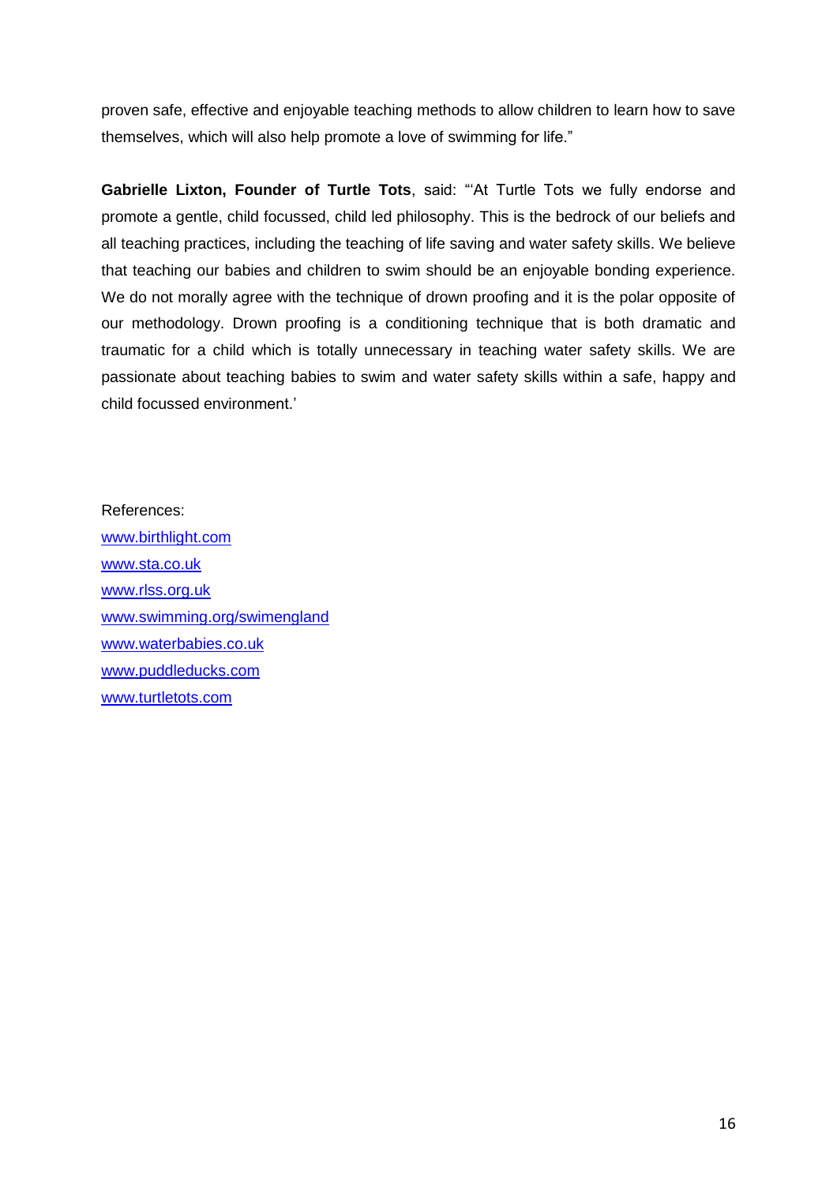proven safe, effective and enjoyable teaching methods to allow children to learn how to save themselves, which will also help promote a love of swimming for life."

**Gabrielle Lixton, Founder of Turtle Tots**, said: "'At Turtle Tots we fully endorse and promote a gentle, child focussed, child led philosophy. This is the bedrock of our beliefs and all teaching practices, including the teaching of life saving and water safety skills. We believe that teaching our babies and children to swim should be an enjoyable bonding experience. We do not morally agree with the technique of drown proofing and it is the polar opposite of our methodology. Drown proofing is a conditioning technique that is both dramatic and traumatic for a child which is totally unnecessary in teaching water safety skills. We are passionate about teaching babies to swim and water safety skills within a safe, happy and child focussed environment.'

References:
www.birthlight.com
www.sta.co.uk
www.rlss.org.uk
www.swimming.org/swimengland
www.waterbabies.co.uk
www.puddleducks.com
www.turtletots.com